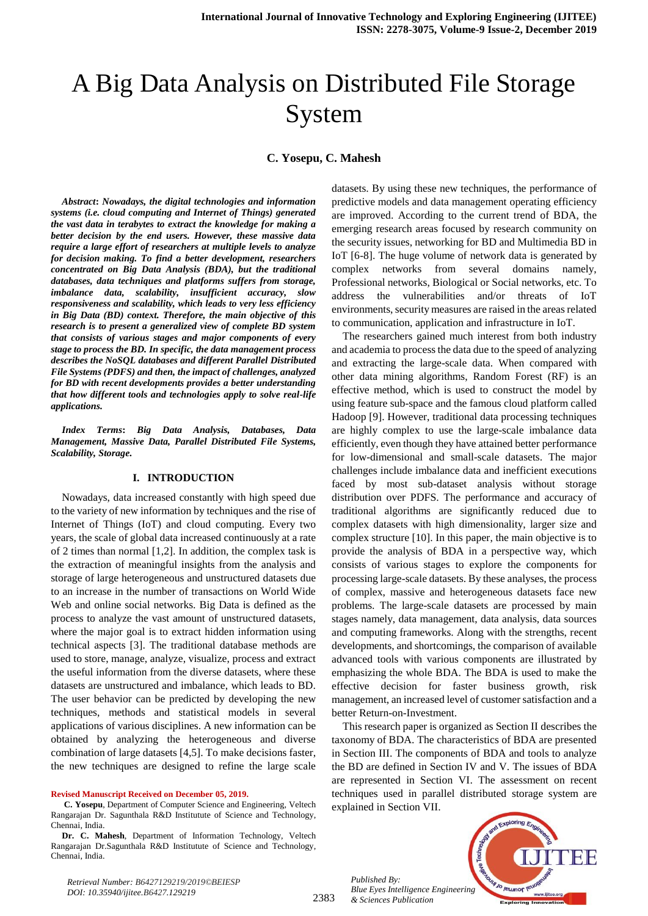# A Big Data Analysis on Distributed File Storage System

**C. Yosepu, C. Mahesh**

***Abstract*: *Nowadays, the digital technologies and information systems (i.e. cloud computing and Internet of Things) generated the vast data in terabytes to extract the knowledge for making a better decision by the end users. However, these massive data require a large effort of researchers at multiple levels to analyze for decision making. To find a better development, researchers concentrated on Big Data Analysis (BDA), but the traditional databases, data techniques and platforms suffers from storage, imbalance data, scalability, insufficient accuracy, slow responsiveness and scalability, which leads to very less efficiency in Big Data (BD) context. Therefore, the main objective of this research is to present a generalized view of complete BD system that consists of various stages and major components of every stage to process the BD. In specific, the data management process describes the NoSQL databases and different Parallel Distributed File Systems (PDFS) and then, the impact of challenges, analyzed for BD with recent developments provides a better understanding that how different tools and technologies apply to solve real-life applications.***

***Index Terms*: *Big Data Analysis, Databases, Data Management, Massive Data, Parallel Distributed File Systems, Scalability, Storage.***

## I. INTRODUCTION

Nowadays, data increased constantly with high speed due to the variety of new information by techniques and the rise of Internet of Things (IoT) and cloud computing. Every two years, the scale of global data increased continuously at a rate of 2 times than normal [1,2]. In addition, the complex task is the extraction of meaningful insights from the analysis and storage of large heterogeneous and unstructured datasets due to an increase in the number of transactions on World Wide Web and online social networks. Big Data is defined as the process to analyze the vast amount of unstructured datasets, where the major goal is to extract hidden information using technical aspects [3]. The traditional database methods are used to store, manage, analyze, visualize, process and extract the useful information from the diverse datasets, where these datasets are unstructured and imbalance, which leads to BD. The user behavior can be predicted by developing the new techniques, methods and statistical models in several applications of various disciplines. A new information can be obtained by analyzing the heterogeneous and diverse combination of large datasets [4,5]. To make decisions faster, the new techniques are designed to refine the large scale datasets. By using these new techniques, the performance of predictive models and data management operating efficiency are improved. According to the current trend of BDA, the emerging research areas focused by research community on the security issues, networking for BD and Multimedia BD in IoT [6-8]. The huge volume of network data is generated by complex networks from several domains namely, Professional networks, Biological or Social networks, etc. To address the vulnerabilities and/or threats of IoT environments, security measures are raised in the areas related to communication, application and infrastructure in IoT.

The researchers gained much interest from both industry and academia to process the data due to the speed of analyzing and extracting the large-scale data. When compared with other data mining algorithms, Random Forest (RF) is an effective method, which is used to construct the model by using feature sub-space and the famous cloud platform called Hadoop [9]. However, traditional data processing techniques are highly complex to use the large-scale imbalance data efficiently, even though they have attained better performance for low-dimensional and small-scale datasets. The major challenges include imbalance data and inefficient executions faced by most sub-dataset analysis without storage distribution over PDFS. The performance and accuracy of traditional algorithms are significantly reduced due to complex datasets with high dimensionality, larger size and complex structure [10]. In this paper, the main objective is to provide the analysis of BDA in a perspective way, which consists of various stages to explore the components for processing large-scale datasets. By these analyses, the process of complex, massive and heterogeneous datasets face new problems. The large-scale datasets are processed by main stages namely, data management, data analysis, data sources and computing frameworks. Along with the strengths, recent developments, and shortcomings, the comparison of available advanced tools with various components are illustrated by emphasizing the whole BDA. The BDA is used to make the effective decision for faster business growth, risk management, an increased level of customer satisfaction and a better Return-on-Investment.

This research paper is organized as Section II describes the taxonomy of BDA. The characteristics of BDA are presented in Section III. The components of BDA and tools to analyze the BD are defined in Section IV and V. The issues of BDA are represented in Section VI. The assessment on recent techniques used in parallel distributed storage system are explained in Section VII.

**Revised Manuscript Received on December 05, 2019.**

**C. Yosepu**, Department of Computer Science and Engineering, Veltech Rangarajan Dr. Sagunthala R&D Institutute of Science and Technology, Chennai, India.

**Dr. C. Mahesh**, Department of Information Technology, Veltech Rangarajan Dr.Sagunthala R&D Institutute of Science and Technology, Chennai, India.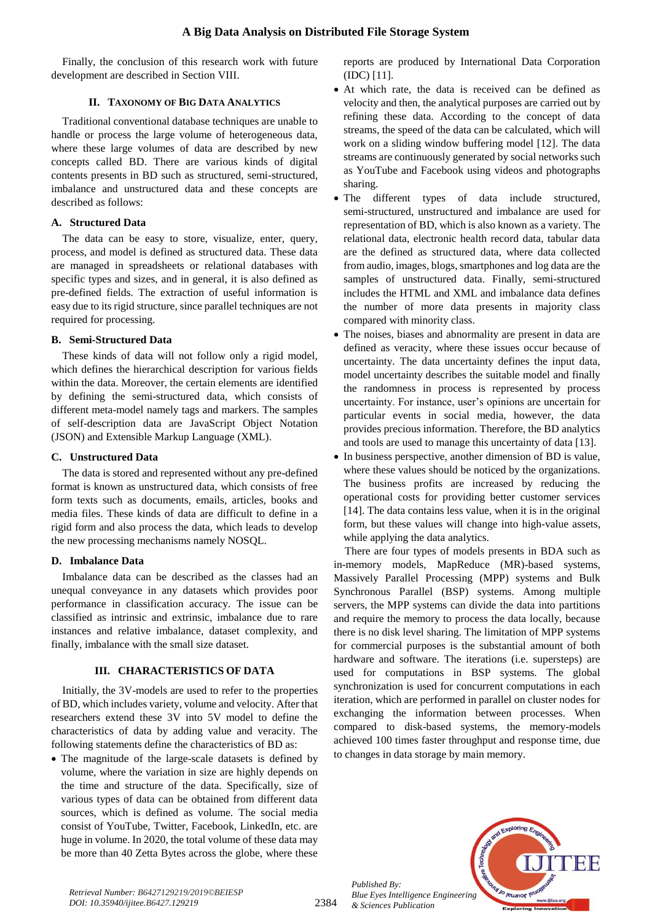Finally, the conclusion of this research work with future development are described in Section VIII.

## II. TAXONOMY OF BIG DATA ANALYTICS

Traditional conventional database techniques are unable to handle or process the large volume of heterogeneous data, where these large volumes of data are described by new concepts called BD. There are various kinds of digital contents presents in BD such as structured, semi-structured, imbalance and unstructured data and these concepts are described as follows:

### A. Structured Data

The data can be easy to store, visualize, enter, query, process, and model is defined as structured data. These data are managed in spreadsheets or relational databases with specific types and sizes, and in general, it is also defined as pre-defined fields. The extraction of useful information is easy due to its rigid structure, since parallel techniques are not required for processing.

### B. Semi-Structured Data

These kinds of data will not follow only a rigid model, which defines the hierarchical description for various fields within the data. Moreover, the certain elements are identified by defining the semi-structured data, which consists of different meta-model namely tags and markers. The samples of self-description data are JavaScript Object Notation (JSON) and Extensible Markup Language (XML).

### C. Unstructured Data

The data is stored and represented without any pre-defined format is known as unstructured data, which consists of free form texts such as documents, emails, articles, books and media files. These kinds of data are difficult to define in a rigid form and also process the data, which leads to develop the new processing mechanisms namely NOSQL.

### D. Imbalance Data

Imbalance data can be described as the classes had an unequal conveyance in any datasets which provides poor performance in classification accuracy. The issue can be classified as intrinsic and extrinsic, imbalance due to rare instances and relative imbalance, dataset complexity, and finally, imbalance with the small size dataset.

## III. CHARACTERISTICS OF DATA

Initially, the 3V-models are used to refer to the properties of BD, which includes variety, volume and velocity. After that researchers extend these 3V into 5V model to define the characteristics of data by adding value and veracity. The following statements define the characteristics of BD as:

- The magnitude of the large-scale datasets is defined by volume, where the variation in size are highly depends on the time and structure of the data. Specifically, size of various types of data can be obtained from different data sources, which is defined as volume. The social media consist of YouTube, Twitter, Facebook, LinkedIn, etc. are huge in volume. In 2020, the total volume of these data may be more than 40 Zetta Bytes across the globe, where these reports are produced by International Data Corporation (IDC) [11].
- At which rate, the data is received can be defined as velocity and then, the analytical purposes are carried out by refining these data. According to the concept of data streams, the speed of the data can be calculated, which will work on a sliding window buffering model [12]. The data streams are continuously generated by social networks such as YouTube and Facebook using videos and photographs sharing.
- The different types of data include structured, semi-structured, unstructured and imbalance are used for representation of BD, which is also known as a variety. The relational data, electronic health record data, tabular data are the defined as structured data, where data collected from audio, images, blogs, smartphones and log data are the samples of unstructured data. Finally, semi-structured includes the HTML and XML and imbalance data defines the number of more data presents in majority class compared with minority class.
- The noises, biases and abnormality are present in data are defined as veracity, where these issues occur because of uncertainty. The data uncertainty defines the input data, model uncertainty describes the suitable model and finally the randomness in process is represented by process uncertainty. For instance, user's opinions are uncertain for particular events in social media, however, the data provides precious information. Therefore, the BD analytics and tools are used to manage this uncertainty of data [13].
- In business perspective, another dimension of BD is value, where these values should be noticed by the organizations. The business profits are increased by reducing the operational costs for providing better customer services [14]. The data contains less value, when it is in the original form, but these values will change into high-value assets, while applying the data analytics.

There are four types of models presents in BDA such as in-memory models, MapReduce (MR)-based systems, Massively Parallel Processing (MPP) systems and Bulk Synchronous Parallel (BSP) systems. Among multiple servers, the MPP systems can divide the data into partitions and require the memory to process the data locally, because there is no disk level sharing. The limitation of MPP systems for commercial purposes is the substantial amount of both hardware and software. The iterations (i.e. supersteps) are used for computations in BSP systems. The global synchronization is used for concurrent computations in each iteration, which are performed in parallel on cluster nodes for exchanging the information between processes. When compared to disk-based systems, the memory-models achieved 100 times faster throughput and response time, due to changes in data storage by main memory.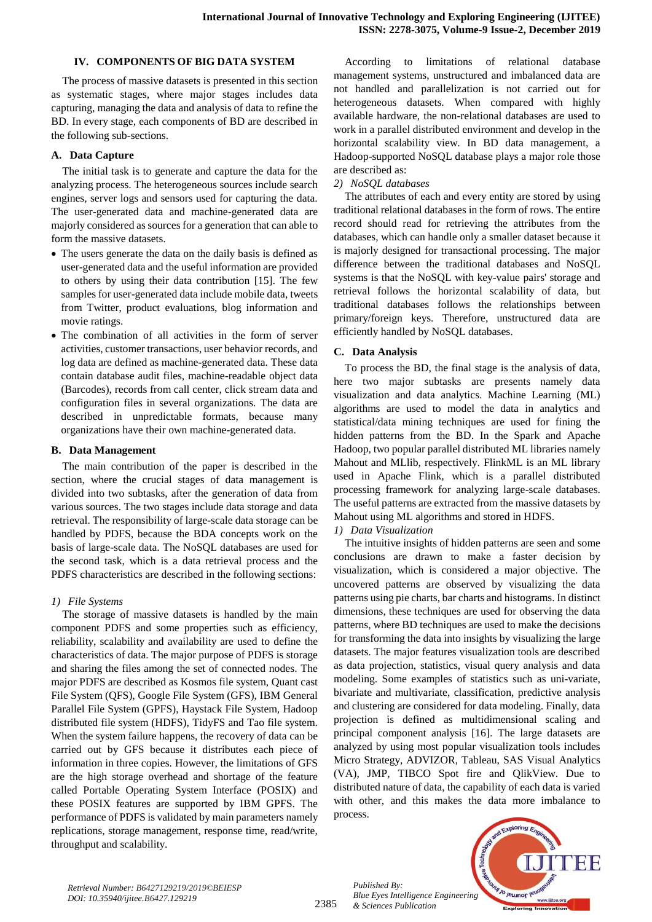## IV. COMPONENTS OF BIG DATA SYSTEM

The process of massive datasets is presented in this section as systematic stages, where major stages includes data capturing, managing the data and analysis of data to refine the BD. In every stage, each components of BD are described in the following sub-sections.

### A. Data Capture

The initial task is to generate and capture the data for the analyzing process. The heterogeneous sources include search engines, server logs and sensors used for capturing the data. The user-generated data and machine-generated data are majorly considered as sources for a generation that can able to form the massive datasets.

- The users generate the data on the daily basis is defined as user-generated data and the useful information are provided to others by using their data contribution [15]. The few samples for user-generated data include mobile data, tweets from Twitter, product evaluations, blog information and movie ratings.
- The combination of all activities in the form of server activities, customer transactions, user behavior records, and log data are defined as machine-generated data. These data contain database audit files, machine-readable object data (Barcodes), records from call center, click stream data and configuration files in several organizations. The data are described in unpredictable formats, because many organizations have their own machine-generated data.

### B. Data Management

The main contribution of the paper is described in the section, where the crucial stages of data management is divided into two subtasks, after the generation of data from various sources. The two stages include data storage and data retrieval. The responsibility of large-scale data storage can be handled by PDFS, because the BDA concepts work on the basis of large-scale data. The NoSQL databases are used for the second task, which is a data retrieval process and the PDFS characteristics are described in the following sections:

*1) File Systems*

The storage of massive datasets is handled by the main component PDFS and some properties such as efficiency, reliability, scalability and availability are used to define the characteristics of data. The major purpose of PDFS is storage and sharing the files among the set of connected nodes. The major PDFS are described as Kosmos file system, Quant cast File System (QFS), Google File System (GFS), IBM General Parallel File System (GPFS), Haystack File System, Hadoop distributed file system (HDFS), TidyFS and Tao file system. When the system failure happens, the recovery of data can be carried out by GFS because it distributes each piece of information in three copies. However, the limitations of GFS are the high storage overhead and shortage of the feature called Portable Operating System Interface (POSIX) and these POSIX features are supported by IBM GPFS. The performance of PDFS is validated by main parameters namely replications, storage management, response time, read/write, throughput and scalability.

According to limitations of relational database management systems, unstructured and imbalanced data are not handled and parallelization is not carried out for heterogeneous datasets. When compared with highly available hardware, the non-relational databases are used to work in a parallel distributed environment and develop in the horizontal scalability view. In BD data management, a Hadoop-supported NoSQL database plays a major role those are described as:

*2) NoSQL databases*

The attributes of each and every entity are stored by using traditional relational databases in the form of rows. The entire record should read for retrieving the attributes from the databases, which can handle only a smaller dataset because it is majorly designed for transactional processing. The major difference between the traditional databases and NoSQL systems is that the NoSQL with key-value pairs' storage and retrieval follows the horizontal scalability of data, but traditional databases follows the relationships between primary/foreign keys. Therefore, unstructured data are efficiently handled by NoSQL databases.

### C. Data Analysis

To process the BD, the final stage is the analysis of data, here two major subtasks are presents namely data visualization and data analytics. Machine Learning (ML) algorithms are used to model the data in analytics and statistical/data mining techniques are used for fining the hidden patterns from the BD. In the Spark and Apache Hadoop, two popular parallel distributed ML libraries namely Mahout and MLlib, respectively. FlinkML is an ML library used in Apache Flink, which is a parallel distributed processing framework for analyzing large-scale databases. The useful patterns are extracted from the massive datasets by Mahout using ML algorithms and stored in HDFS.

*1) Data Visualization*

The intuitive insights of hidden patterns are seen and some conclusions are drawn to make a faster decision by visualization, which is considered a major objective. The uncovered patterns are observed by visualizing the data patterns using pie charts, bar charts and histograms. In distinct dimensions, these techniques are used for observing the data patterns, where BD techniques are used to make the decisions for transforming the data into insights by visualizing the large datasets. The major features visualization tools are described as data projection, statistics, visual query analysis and data modeling. Some examples of statistics such as uni-variate, bivariate and multivariate, classification, predictive analysis and clustering are considered for data modeling. Finally, data projection is defined as multidimensional scaling and principal component analysis [16]. The large datasets are analyzed by using most popular visualization tools includes Micro Strategy, ADVIZOR, Tableau, SAS Visual Analytics (VA), JMP, TIBCO Spot fire and QlikView. Due to distributed nature of data, the capability of each data is varied with other, and this makes the data more imbalance to process.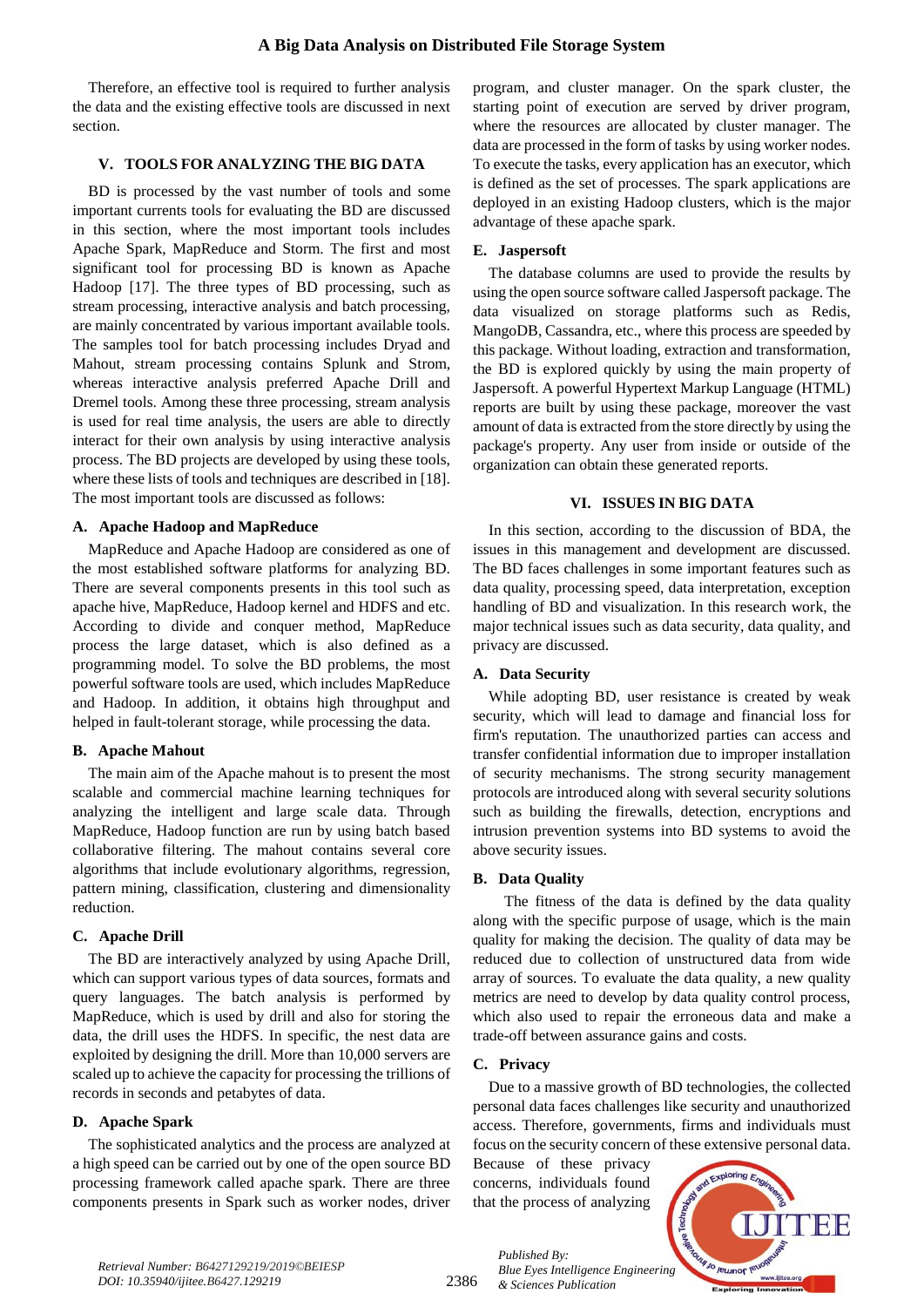Therefore, an effective tool is required to further analysis the data and the existing effective tools are discussed in next section.

## V. TOOLS FOR ANALYZING THE BIG DATA

BD is processed by the vast number of tools and some important currents tools for evaluating the BD are discussed in this section, where the most important tools includes Apache Spark, MapReduce and Storm. The first and most significant tool for processing BD is known as Apache Hadoop [17]. The three types of BD processing, such as stream processing, interactive analysis and batch processing, are mainly concentrated by various important available tools. The samples tool for batch processing includes Dryad and Mahout, stream processing contains Splunk and Strom, whereas interactive analysis preferred Apache Drill and Dremel tools. Among these three processing, stream analysis is used for real time analysis, the users are able to directly interact for their own analysis by using interactive analysis process. The BD projects are developed by using these tools, where these lists of tools and techniques are described in [18]. The most important tools are discussed as follows:

### A. Apache Hadoop and MapReduce

MapReduce and Apache Hadoop are considered as one of the most established software platforms for analyzing BD. There are several components presents in this tool such as apache hive, MapReduce, Hadoop kernel and HDFS and etc. According to divide and conquer method, MapReduce process the large dataset, which is also defined as a programming model. To solve the BD problems, the most powerful software tools are used, which includes MapReduce and Hadoop. In addition, it obtains high throughput and helped in fault-tolerant storage, while processing the data.

### B. Apache Mahout

The main aim of the Apache mahout is to present the most scalable and commercial machine learning techniques for analyzing the intelligent and large scale data. Through MapReduce, Hadoop function are run by using batch based collaborative filtering. The mahout contains several core algorithms that include evolutionary algorithms, regression, pattern mining, classification, clustering and dimensionality reduction.

### C. Apache Drill

The BD are interactively analyzed by using Apache Drill, which can support various types of data sources, formats and query languages. The batch analysis is performed by MapReduce, which is used by drill and also for storing the data, the drill uses the HDFS. In specific, the nest data are exploited by designing the drill. More than 10,000 servers are scaled up to achieve the capacity for processing the trillions of records in seconds and petabytes of data.

### D. Apache Spark

The sophisticated analytics and the process are analyzed at a high speed can be carried out by one of the open source BD processing framework called apache spark. There are three components presents in Spark such as worker nodes, driver program, and cluster manager. On the spark cluster, the starting point of execution are served by driver program, where the resources are allocated by cluster manager. The data are processed in the form of tasks by using worker nodes. To execute the tasks, every application has an executor, which is defined as the set of processes. The spark applications are deployed in an existing Hadoop clusters, which is the major advantage of these apache spark.

### E. Jaspersoft

The database columns are used to provide the results by using the open source software called Jaspersoft package. The data visualized on storage platforms such as Redis, MangoDB, Cassandra, etc., where this process are speeded by this package. Without loading, extraction and transformation, the BD is explored quickly by using the main property of Jaspersoft. A powerful Hypertext Markup Language (HTML) reports are built by using these package, moreover the vast amount of data is extracted from the store directly by using the package's property. Any user from inside or outside of the organization can obtain these generated reports.

## VI. ISSUES IN BIG DATA

In this section, according to the discussion of BDA, the issues in this management and development are discussed. The BD faces challenges in some important features such as data quality, processing speed, data interpretation, exception handling of BD and visualization. In this research work, the major technical issues such as data security, data quality, and privacy are discussed.

### A. Data Security

While adopting BD, user resistance is created by weak security, which will lead to damage and financial loss for firm's reputation. The unauthorized parties can access and transfer confidential information due to improper installation of security mechanisms. The strong security management protocols are introduced along with several security solutions such as building the firewalls, detection, encryptions and intrusion prevention systems into BD systems to avoid the above security issues.

### B. Data Quality

The fitness of the data is defined by the data quality along with the specific purpose of usage, which is the main quality for making the decision. The quality of data may be reduced due to collection of unstructured data from wide array of sources. To evaluate the data quality, a new quality metrics are need to develop by data quality control process, which also used to repair the erroneous data and make a trade-off between assurance gains and costs.

### C. Privacy

Due to a massive growth of BD technologies, the collected personal data faces challenges like security and unauthorized access. Therefore, governments, firms and individuals must focus on the security concern of these extensive personal data. Because of these privacy concerns, individuals found that the process of analyzing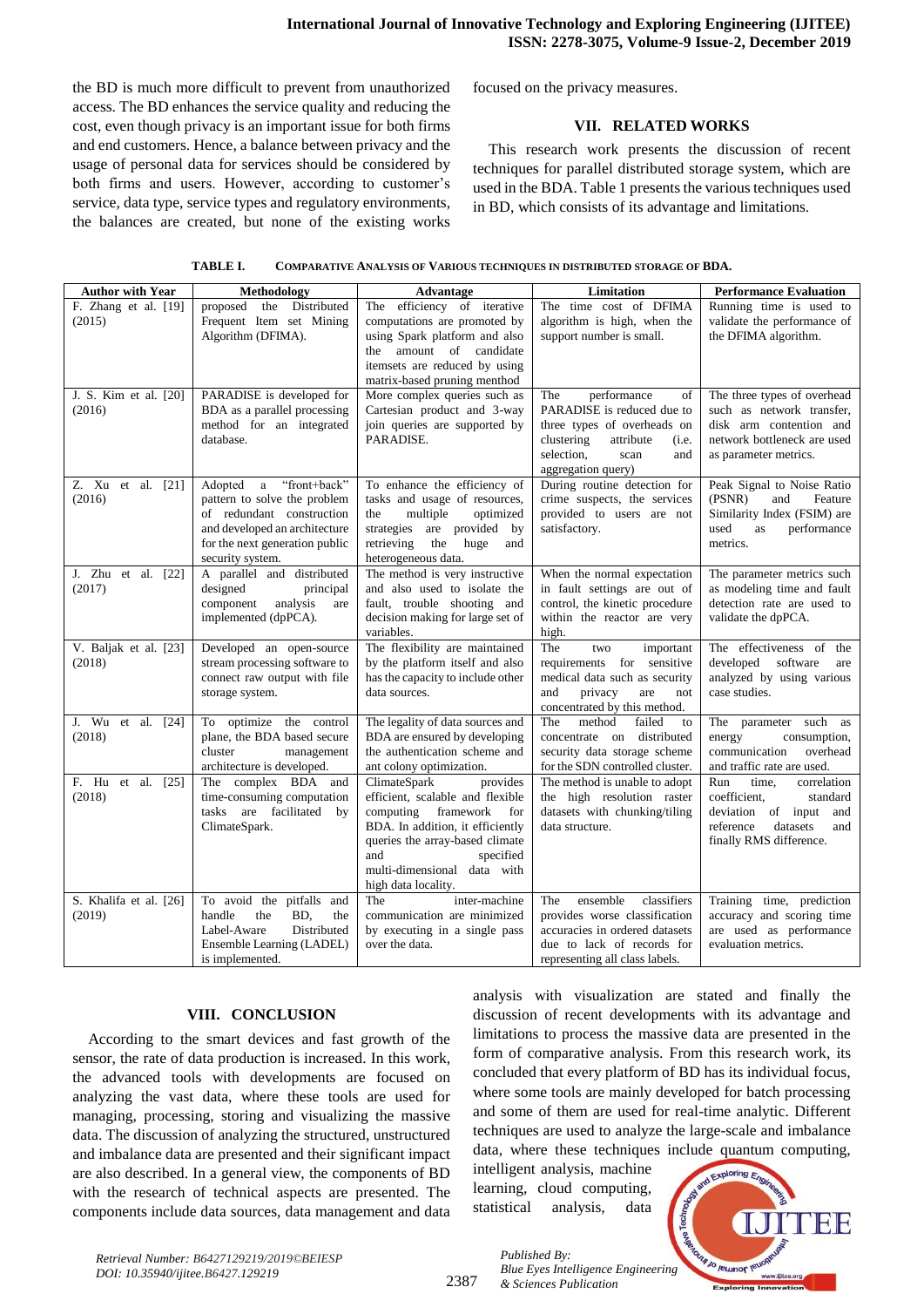the BD is much more difficult to prevent from unauthorized access. The BD enhances the service quality and reducing the cost, even though privacy is an important issue for both firms and end customers. Hence, a balance between privacy and the usage of personal data for services should be considered by both firms and users. However, according to customer's service, data type, service types and regulatory environments, the balances are created, but none of the existing works focused on the privacy measures.

## VII. RELATED WORKS

This research work presents the discussion of recent techniques for parallel distributed storage system, which are used in the BDA. Table 1 presents the various techniques used in BD, which consists of its advantage and limitations.

**TABLE I. COMPARATIVE ANALYSIS OF VARIOUS TECHNIQUES IN DISTRIBUTED STORAGE OF BDA.**

| Author with Year | Methodology | Advantage | Limitation | Performance Evaluation |
|---|---|---|---|---|
| F. Zhang et al. [19] (2015) | proposed the Distributed Frequent Item set Mining Algorithm (DFIMA). | The efficiency of iterative computations are promoted by using Spark platform and also the amount of candidate itemsets are reduced by using matrix-based pruning menthod | The time cost of DFIMA algorithm is high, when the support number is small. | Running time is used to validate the performance of the DFIMA algorithm. |
| J. S. Kim et al. [20] (2016) | PARADISE is developed for BDA as a parallel processing method for an integrated database. | More complex queries such as Cartesian product and 3-way join queries are supported by PARADISE. | The performance of PARADISE is reduced due to three types of overheads on clustering attribute (i.e. selection, scan and aggregation query) | The three types of overhead such as network transfer, disk arm contention and network bottleneck are used as parameter metrics. |
| Z. Xu et al. [21] (2016) | Adopted a "front+back" pattern to solve the problem of redundant construction and developed an architecture for the next generation public security system. | To enhance the efficiency of tasks and usage of resources, the multiple optimized strategies are provided by retrieving the huge and heterogeneous data. | During routine detection for crime suspects, the services provided to users are not satisfactory. | Peak Signal to Noise Ratio (PSNR) and Feature Similarity Index (FSIM) are used as performance metrics. |
| J. Zhu et al. [22] (2017) | A parallel and distributed designed principal component analysis are implemented (dpPCA). | The method is very instructive and also used to isolate the fault, trouble shooting and decision making for large set of variables. | When the normal expectation in fault settings are out of control, the kinetic procedure within the reactor are very high. | The parameter metrics such as modeling time and fault detection rate are used to validate the dpPCA. |
| V. Baljak et al. [23] (2018) | Developed an open-source stream processing software to connect raw output with file storage system. | The flexibility are maintained by the platform itself and also has the capacity to include other data sources. | The two important requirements for sensitive medical data such as security and privacy are not concentrated by this method. | The effectiveness of the developed software are analyzed by using various case studies. |
| J. Wu et al. [24] (2018) | To optimize the control plane, the BDA based secure cluster management architecture is developed. | The legality of data sources and BDA are ensured by developing the authentication scheme and ant colony optimization. | The method failed to concentrate on distributed security data storage scheme for the SDN controlled cluster. | The parameter such as energy consumption, communication overhead and traffic rate are used. |
| F. Hu et al. [25] (2018) | The complex BDA and time-consuming computation tasks are facilitated by ClimateSpark. | ClimateSpark provides efficient, scalable and flexible computing framework for BDA. In addition, it efficiently queries the array-based climate and specified multi-dimensional data with high data locality. | The method is unable to adopt the high resolution raster datasets with chunking/tiling data structure. | Run time, correlation coefficient, standard deviation of input and reference datasets and finally RMS difference. |
| S. Khalifa et al. [26] (2019) | To avoid the pitfalls and handle the BD, the Label-Aware Distributed Ensemble Learning (LADEL) is implemented. | The inter-machine communication are minimized by executing in a single pass over the data. | The ensemble classifiers provides worse classification accuracies in ordered datasets due to lack of records for representing all class labels. | Training time, prediction accuracy and scoring time are used as performance evaluation metrics. |

## VIII. CONCLUSION

According to the smart devices and fast growth of the sensor, the rate of data production is increased. In this work, the advanced tools with developments are focused on analyzing the vast data, where these tools are used for managing, processing, storing and visualizing the massive data. The discussion of analyzing the structured, unstructured and imbalance data are presented and their significant impact are also described. In a general view, the components of BD with the research of technical aspects are presented. The components include data sources, data management and data analysis with visualization are stated and finally the discussion of recent developments with its advantage and limitations to process the massive data are presented in the form of comparative analysis. From this research work, its concluded that every platform of BD has its individual focus, where some tools are mainly developed for batch processing and some of them are used for real-time analytic. Different techniques are used to analyze the large-scale and imbalance data, where these techniques include quantum computing, intelligent analysis, machine learning, cloud computing, statistical analysis, data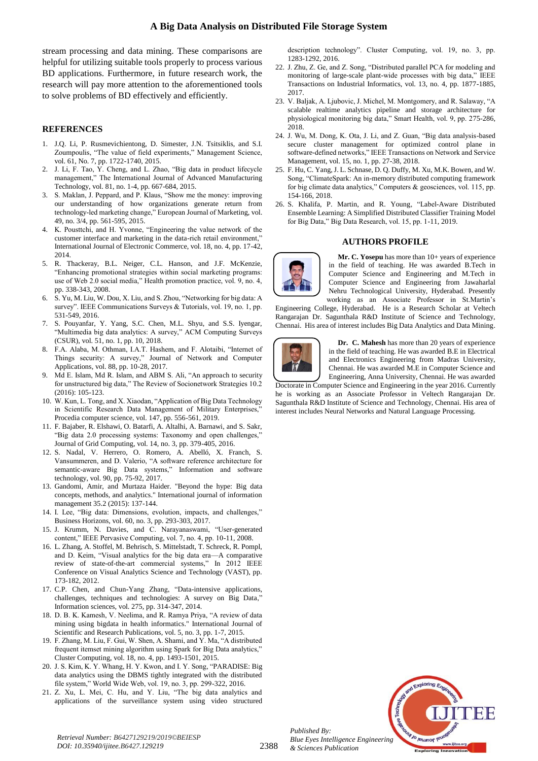stream processing and data mining. These comparisons are helpful for utilizing suitable tools properly to process various BD applications. Furthermore, in future research work, the research will pay more attention to the aforementioned tools to solve problems of BD effectively and efficiently.

## REFERENCES

1. J.Q. Li, P. Rusmevichientong, D. Simester, J.N. Tsitsiklis, and S.I. Zoumpoulis, "The value of field experiments," Management Science, vol. 61, No. 7, pp. 1722-1740, 2015.
2. J. Li, F. Tao, Y. Cheng, and L. Zhao, "Big data in product lifecycle management," The International Journal of Advanced Manufacturing Technology, vol. 81, no. 1-4, pp. 667-684, 2015.
3. S. Maklan, J. Peppard, and P. Klaus, "Show me the money: improving our understanding of how organizations generate return from technology-led marketing change," European Journal of Marketing, vol. 49, no. 3/4, pp. 561-595, 2015.
4. K. Pousttchi, and H. Yvonne, "Engineering the value network of the customer interface and marketing in the data-rich retail environment," International Journal of Electronic Commerce, vol. 18, no. 4, pp. 17-42, 2014.
5. R. Thackeray, B.L. Neiger, C.L. Hanson, and J.F. McKenzie, "Enhancing promotional strategies within social marketing programs: use of Web 2.0 social media," Health promotion practice, vol. 9, no. 4, pp. 338-343, 2008.
6. S. Yu, M. Liu, W. Dou, X. Liu, and S. Zhou, "Networking for big data: A survey". IEEE Communications Surveys & Tutorials, vol. 19, no. 1, pp. 531-549, 2016.
7. S. Pouyanfar, Y. Yang, S.C. Chen, M.L. Shyu, and S.S. Iyengar, "Multimedia big data analytics: A survey," ACM Computing Surveys (CSUR), vol. 51, no. 1, pp. 10, 2018.
8. F.A. Alaba, M. Othman, I.A.T. Hashem, and F. Alotaibi, "Internet of Things security: A survey," Journal of Network and Computer Applications, vol. 88, pp. 10-28, 2017.
9. Md E. Islam, Md R. Islam, and ABM S. Ali, "An approach to security for unstructured big data," The Review of Socionetwork Strategies 10.2 (2016): 105-123.
10. W. Kun, L. Tong, and X. Xiaodan, "Application of Big Data Technology in Scientific Research Data Management of Military Enterprises," Procedia computer science, vol. 147, pp. 556-561, 2019.
11. F. Bajaber, R. Elshawi, O. Batarfi, A. Altalhi, A. Barnawi, and S. Sakr, "Big data 2.0 processing systems: Taxonomy and open challenges," Journal of Grid Computing, vol. 14, no. 3, pp. 379-405, 2016.
12. S. Nadal, V. Herrero, O. Romero, A. Abelló, X. Franch, S. Vansummeren, and D. Valerio, "A software reference architecture for semantic-aware Big Data systems," Information and software technology, vol. 90, pp. 75-92, 2017.
13. Gandomi, Amir, and Murtaza Haider. "Beyond the hype: Big data concepts, methods, and analytics." International journal of information management 35.2 (2015): 137-144.
14. I. Lee, "Big data: Dimensions, evolution, impacts, and challenges," Business Horizons, vol. 60, no. 3, pp. 293-303, 2017.
15. J. Krumm, N. Davies, and C. Narayanaswami, "User-generated content," IEEE Pervasive Computing, vol. 7, no. 4, pp. 10-11, 2008.
16. L. Zhang, A. Stoffel, M. Behrisch, S. Mittelstadt, T. Schreck, R. Pompl, and D. Keim, "Visual analytics for the big data era—A comparative review of state-of-the-art commercial systems," In 2012 IEEE Conference on Visual Analytics Science and Technology (VAST), pp. 173-182, 2012.
17. C.P. Chen, and Chun-Yang Zhang, "Data-intensive applications, challenges, techniques and technologies: A survey on Big Data," Information sciences, vol. 275, pp. 314-347, 2014.
18. D. B. K. Kamesh, V. Neelima, and R. Ramya Priya, "A review of data mining using bigdata in health informatics." International Journal of Scientific and Research Publications, vol. 5, no. 3, pp. 1-7, 2015.
19. F. Zhang, M. Liu, F. Gui, W. Shen, A. Shami, and Y. Ma, "A distributed frequent itemset mining algorithm using Spark for Big Data analytics," Cluster Computing, vol. 18, no. 4, pp. 1493-1501, 2015.
20. J. S. Kim, K. Y. Whang, H. Y. Kwon, and I. Y. Song, "PARADISE: Big data analytics using the DBMS tightly integrated with the distributed file system," World Wide Web, vol. 19, no. 3, pp. 299-322, 2016.
21. Z. Xu, L. Mei, C. Hu, and Y. Liu, "The big data analytics and applications of the surveillance system using video structured description technology". Cluster Computing, vol. 19, no. 3, pp. 1283-1292, 2016.
22. J. Zhu, Z. Ge, and Z. Song, "Distributed parallel PCA for modeling and monitoring of large-scale plant-wide processes with big data," IEEE Transactions on Industrial Informatics, vol. 13, no. 4, pp. 1877-1885, 2017.
23. V. Baljak, A. Ljubovic, J. Michel, M. Montgomery, and R. Salaway, "A scalable realtime analytics pipeline and storage architecture for physiological monitoring big data," Smart Health, vol. 9, pp. 275-286, 2018.
24. J. Wu, M. Dong, K. Ota, J. Li, and Z. Guan, "Big data analysis-based secure cluster management for optimized control plane in software-defined networks," IEEE Transactions on Network and Service Management, vol. 15, no. 1, pp. 27-38, 2018.
25. F. Hu, C. Yang, J. L. Schnase, D. Q. Duffy, M. Xu, M.K. Bowen, and W. Song, "ClimateSpark: An in-memory distributed computing framework for big climate data analytics," Computers & geosciences, vol. 115, pp. 154-166, 2018.
26. S. Khalifa, P. Martin, and R. Young, "Label-Aware Distributed Ensemble Learning: A Simplified Distributed Classifier Training Model for Big Data," Big Data Research, vol. 15, pp. 1-11, 2019.

## AUTHORS PROFILE

**Mr. C. Yosepu** has more than 10+ years of experience in the field of teaching. He was awarded B.Tech in Computer Science and Engineering and M.Tech in Computer Science and Engineering from Jawaharlal Nehru Technological University, Hyderabad. Presently working as an Associate Professor in St.Martin's Engineering College, Hyderabad. He is a Research Scholar at Veltech Rangarajan Dr. Sagunthala R&D Institute of Science and Technology, Chennai. His area of interest includes Big Data Analytics and Data Mining.

**Dr. C. Mahesh** has more than 20 years of experience in the field of teaching. He was awarded B.E in Electrical and Electronics Engineering from Madras University, Chennai. He was awarded M.E in Computer Science and Engineering, Anna University, Chennai. He was awarded Doctorate in Computer Science and Engineering in the year 2016. Currently he is working as an Associate Professor in Veltech Rangarajan Dr. Sagunthala R&D Institute of Science and Technology, Chennai. His area of interest includes Neural Networks and Natural Language Processing.